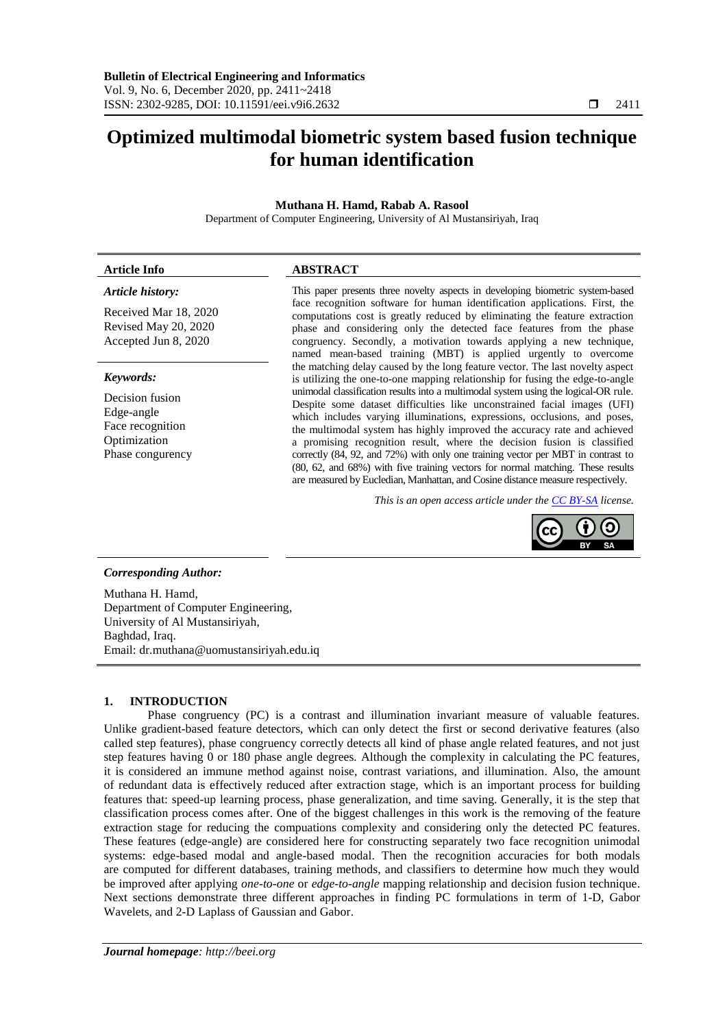# Optimized multimodal biometric system based fusion technique for human identification

**Muthana H. Hamd, Rabab A. Rasool**

Department of Computer Engineering, University of Al Mustansiriyah, Iraq

| **Article Info** | **ABSTRACT** |
|---|---|
| ***Article history:***<br>Received Mar 18, 2020<br>Revised May 20, 2020<br>Accepted Jun 8, 2020<br><br>***Keywords:***<br>Decision fusion<br>Edge-angle<br>Face recognition<br>Optimization<br>Phase congurency | This paper presents three novelty aspects in developing biometric system-based face recognition software for human identification applications. First, the computations cost is greatly reduced by eliminating the feature extraction phase and considering only the detected face features from the phase congruency. Secondly, a motivation towards applying a new technique, named mean-based training (MBT) is applied urgently to overcome the matching delay caused by the long feature vector. The last novelty aspect is utilizing the one-to-one mapping relationship for fusing the edge-to-angle unimodal classification results into a multimodal system using the logical-OR rule. Despite some dataset difficulties like unconstrained facial images (UFI) which includes varying illuminations, expressions, occlusions, and poses, the multimodal system has highly improved the accuracy rate and achieved a promising recognition result, where the decision fusion is classified correctly (84, 92, and 72%) with only one training vector per MBT in contrast to (80, 62, and 68%) with five training vectors for normal matching. These results are measured by Eucledian, Manhattan, and Cosine distance measure respectively.<br><br>*This is an open access article under the CC BY-SA license.* |

***Corresponding Author:***

Muthana H. Hamd,
Department of Computer Engineering,
University of Al Mustansiriyah,
Baghdad, Iraq.
Email: dr.muthana@uomustansiriyah.edu.iq

## 1. INTRODUCTION

Phase congruency (PC) is a contrast and illumination invariant measure of valuable features. Unlike gradient-based feature detectors, which can only detect the first or second derivative features (also called step features), phase congruency correctly detects all kind of phase angle related features, and not just step features having 0 or 180 phase angle degrees. Although the complexity in calculating the PC features, it is considered an immune method against noise, contrast variations, and illumination. Also, the amount of redundant data is effectively reduced after extraction stage, which is an important process for building features that: speed-up learning process, phase generalization, and time saving. Generally, it is the step that classification process comes after. One of the biggest challenges in this work is the removing of the feature extraction stage for reducing the compuations complexity and considering only the detected PC features. These features (edge-angle) are considered here for constructing separately two face recognition unimodal systems: edge-based modal and angle-based modal. Then the recognition accuracies for both modals are computed for different databases, training methods, and classifiers to determine how much they would be improved after applying *one-to-one* or *edge-to-angle* mapping relationship and decision fusion technique. Next sections demonstrate three different approaches in finding PC formulations in term of 1-D, Gabor Wavelets, and 2-D Laplass of Gaussian and Gabor.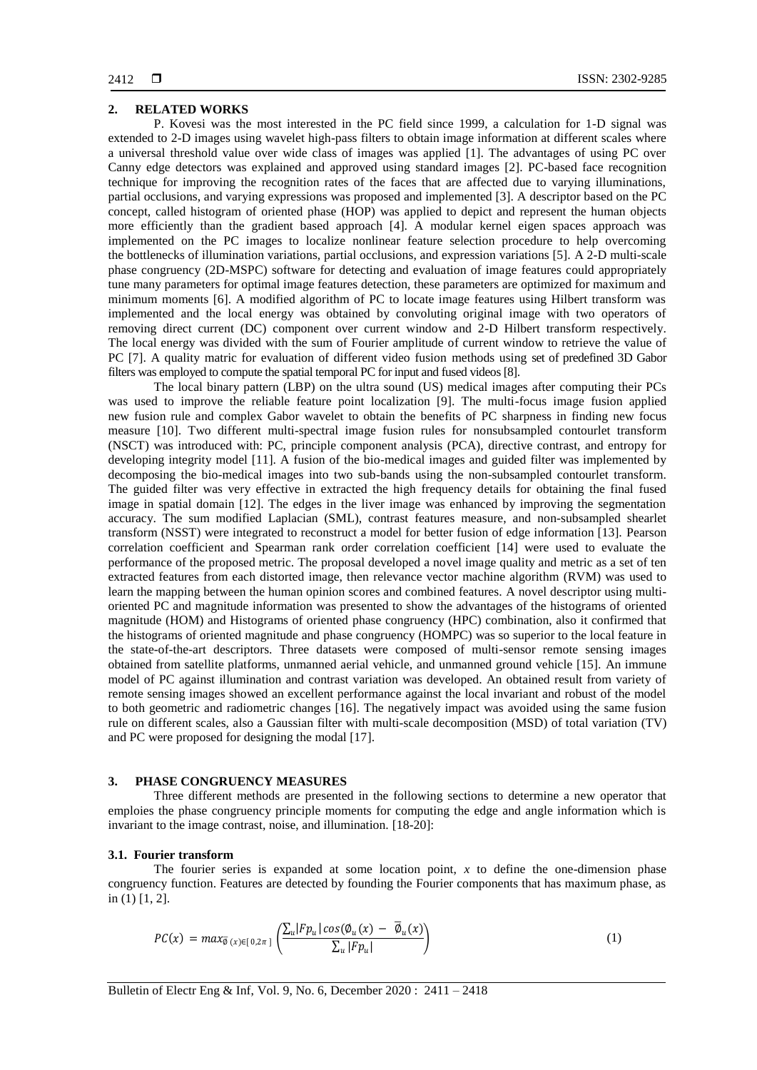## 2. RELATED WORKS

P. Kovesi was the most interested in the PC field since 1999, a calculation for 1-D signal was extended to 2-D images using wavelet high-pass filters to obtain image information at different scales where a universal threshold value over wide class of images was applied [1]. The advantages of using PC over Canny edge detectors was explained and approved using standard images [2]. PC-based face recognition technique for improving the recognition rates of the faces that are affected due to varying illuminations, partial occlusions, and varying expressions was proposed and implemented [3]. A descriptor based on the PC concept, called histogram of oriented phase (HOP) was applied to depict and represent the human objects more efficiently than the gradient based approach [4]. A modular kernel eigen spaces approach was implemented on the PC images to localize nonlinear feature selection procedure to help overcoming the bottlenecks of illumination variations, partial occlusions, and expression variations [5]. A 2-D multi-scale phase congruency (2D-MSPC) software for detecting and evaluation of image features could appropriately tune many parameters for optimal image features detection, these parameters are optimized for maximum and minimum moments [6]. A modified algorithm of PC to locate image features using Hilbert transform was implemented and the local energy was obtained by convoluting original image with two operators of removing direct current (DC) component over current window and 2-D Hilbert transform respectively. The local energy was divided with the sum of Fourier amplitude of current window to retrieve the value of PC [7]. A quality matric for evaluation of different video fusion methods using set of predefined 3D Gabor filters was employed to compute the spatial temporal PC for input and fused videos [8].

The local binary pattern (LBP) on the ultra sound (US) medical images after computing their PCs was used to improve the reliable feature point localization [9]. The multi-focus image fusion applied new fusion rule and complex Gabor wavelet to obtain the benefits of PC sharpness in finding new focus measure [10]. Two different multi-spectral image fusion rules for nonsubsampled contourlet transform (NSCT) was introduced with: PC, principle component analysis (PCA), directive contrast, and entropy for developing integrity model [11]. A fusion of the bio-medical images and guided filter was implemented by decomposing the bio-medical images into two sub-bands using the non-subsampled contourlet transform. The guided filter was very effective in extracted the high frequency details for obtaining the final fused image in spatial domain [12]. The edges in the liver image was enhanced by improving the segmentation accuracy. The sum modified Laplacian (SML), contrast features measure, and non-subsampled shearlet transform (NSST) were integrated to reconstruct a model for better fusion of edge information [13]. Pearson correlation coefficient and Spearman rank order correlation coefficient [14] were used to evaluate the performance of the proposed metric. The proposal developed a novel image quality and metric as a set of ten extracted features from each distorted image, then relevance vector machine algorithm (RVM) was used to learn the mapping between the human opinion scores and combined features. A novel descriptor using multi-oriented PC and magnitude information was presented to show the advantages of the histograms of oriented magnitude (HOM) and Histograms of oriented phase congruency (HPC) combination, also it confirmed that the histograms of oriented magnitude and phase congruency (HOMPC) was so superior to the local feature in the state-of-the-art descriptors. Three datasets were composed of multi-sensor remote sensing images obtained from satellite platforms, unmanned aerial vehicle, and unmanned ground vehicle [15]. An immune model of PC against illumination and contrast variation was developed. An obtained result from variety of remote sensing images showed an excellent performance against the local invariant and robust of the model to both geometric and radiometric changes [16]. The negatively impact was avoided using the same fusion rule on different scales, also a Gaussian filter with multi-scale decomposition (MSD) of total variation (TV) and PC were proposed for designing the modal [17].

## 3. PHASE CONGRUENCY MEASURES

Three different methods are presented in the following sections to determine a new operator that emploies the phase congruency principle moments for computing the edge and angle information which is invariant to the image contrast, noise, and illumination. [18-20]:

### 3.1. Fourier transform

The fourier series is expanded at some location point, $x$ to define the one-dimension phase congruency function. Features are detected by founding the Fourier components that has maximum phase, as in (1) [1, 2].

$$PC(x) = max_{\bar{\emptyset}(x)\in[0,2\pi]}\left(\frac{\sum_u |Fp_u| \cos(\emptyset_u(x) - \bar{\emptyset}_u(x))}{\sum_u |Fp_u|}\right) \tag{1}$$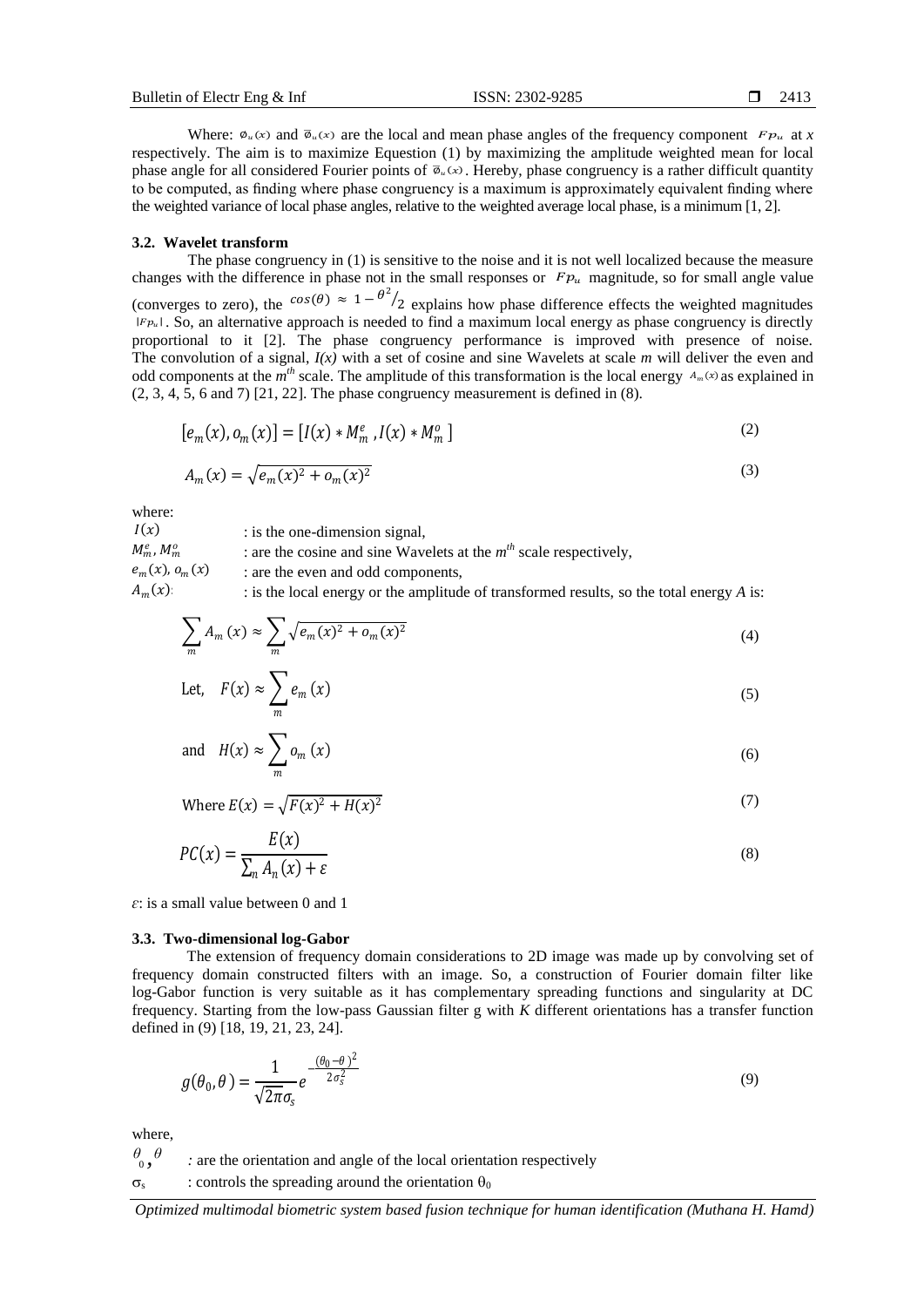Where: $\phi_u(x)$ and $\overline{\phi}_u(x)$ are the local and mean phase angles of the frequency component $Fp_u$ at *x* respectively. The aim is to maximize Equestion (1) by maximizing the amplitude weighted mean for local phase angle for all considered Fourier points of $\overline{\phi}_u(x)$. Hereby, phase congruency is a rather difficult quantity to be computed, as finding where phase congruency is a maximum is approximately equivalent finding where the weighted variance of local phase angles, relative to the weighted average local phase, is a minimum [1, 2].

### 3.2. Wavelet transform

The phase congruency in (1) is sensitive to the noise and it is not well localized because the measure changes with the difference in phase not in the small responses or $Fp_u$ magnitude, so for small angle value (converges to zero), the $cos(\theta) \approx 1 - \theta^2/2$ explains how phase difference effects the weighted magnitudes $|Fp_u|$. So, an alternative approach is needed to find a maximum local energy as phase congruency is directly proportional to it [2]. The phase congruency performance is improved with presence of noise. The convolution of a signal, *I(x)* with a set of cosine and sine Wavelets at scale *m* will deliver the even and odd components at the $m^{th}$ scale. The amplitude of this transformation is the local energy $A_m(x)$ as explained in (2, 3, 4, 5, 6 and 7) [21, 22]. The phase congruency measurement is defined in (8).

$$[e_m(x), o_m(x)] = [I(x) * M_m^e, I(x) * M_m^o] \tag{2}$$

$$A_m(x) = \sqrt{e_m(x)^2 + o_m(x)^2} \tag{3}$$

where:

- $I(x)$ : is the one-dimension signal,
- $M_m^e, M_m^o$ : are the cosine and sine Wavelets at the $m^{th}$ scale respectively,
- $e_m(x), o_m(x)$ : are the even and odd components,
- $A_m(x)$: : is the local energy or the amplitude of transformed results, so the total energy *A* is:

$$\sum_m A_m(x) \approx \sum_m \sqrt{e_m(x)^2 + o_m(x)^2} \tag{4}$$

$$\text{Let,} \quad F(x) \approx \sum_m e_m(x) \tag{5}$$

$$\text{and} \quad H(x) \approx \sum_m o_m(x) \tag{6}$$

$$\text{Where } E(x) = \sqrt{F(x)^2 + H(x)^2} \tag{7}$$

$$PC(x) = \frac{E(x)}{\sum_n A_n(x) + \varepsilon} \tag{8}$$

$\varepsilon$: is a small value between 0 and 1

### 3.3. Two-dimensional log-Gabor

The extension of frequency domain considerations to 2D image was made up by convolving set of frequency domain constructed filters with an image. So, a construction of Fourier domain filter like log-Gabor function is very suitable as it has complementary spreading functions and singularity at DC frequency. Starting from the low-pass Gaussian filter g with *K* different orientations has a transfer function defined in (9) [18, 19, 21, 23, 24].

$$g(\theta_0, \theta) = \frac{1}{\sqrt{2\pi}\sigma_s} e^{-\frac{(\theta_0 - \theta)^2}{2\sigma_s^2}} \tag{9}$$

where,

- $\theta_0, \theta$ : are the orientation and angle of the local orientation respectively
- $\sigma_s$ : controls the spreading around the orientation $\theta_0$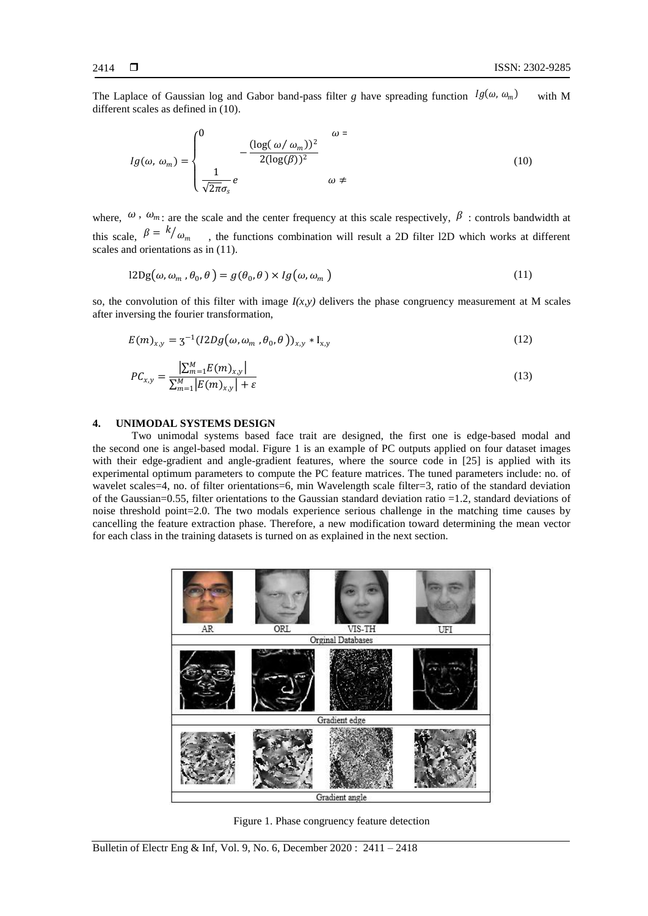The Laplace of Gaussian log and Gabor band-pass filter $g$ have spreading function $Ig(\omega, \omega_m)$ with M different scales as defined in (10).

$$Ig(\omega, \omega_m) = \begin{cases} 0 & \omega = \\ \frac{1}{\sqrt{2\pi}\sigma_s} e^{-\frac{(\log(\omega/\omega_m))^2}{2(\log(\beta))^2}} & \omega \neq \end{cases} \tag{10}$$

where, $\omega$ , $\omega_m$: are the scale and the center frequency at this scale respectively, $\beta$ : controls bandwidth at this scale, $\beta = {}^{k}/_{\omega_m}$ , the functions combination will result a 2D filter l2D which works at different scales and orientations as in (11).

$$\text{l2Dg}(\omega, \omega_m, \theta_0, \theta) = g(\theta_0, \theta) \times Ig(\omega, \omega_m) \tag{11}$$

so, the convolution of this filter with image $I(x,y)$ delivers the phase congruency measurement at M scales after inversing the fourier transformation,

$$E(m)_{x,y} = \mathfrak{Z}^{-1}(I2Dg(\omega, \omega_m, \theta_0, \theta))_{x,y} * \text{I}_{x,y} \tag{12}$$

$$PC_{x,y} = \frac{\left|\sum_{m=1}^{M} E(m)_{x,y}\right|}{\sum_{m=1}^{M}\left|E(m)_{x,y}\right| + \varepsilon} \tag{13}$$

## 4. UNIMODAL SYSTEMS DESIGN

Two unimodal systems based face trait are designed, the first one is edge-based modal and the second one is angel-based modal. Figure 1 is an example of PC outputs applied on four dataset images with their edge-gradient and angle-gradient features, where the source code in [25] is applied with its experimental optimum parameters to compute the PC feature matrices. The tuned parameters include: no. of wavelet scales=4, no. of filter orientations=6, min Wavelength scale filter=3, ratio of the standard deviation of the Gaussian=0.55, filter orientations to the Gaussian standard deviation ratio =1.2, standard deviations of noise threshold point=2.0. The two modals experience serious challenge in the matching time causes by cancelling the feature extraction phase. Therefore, a new modification toward determining the mean vector for each class in the training datasets is turned on as explained in the next section.

Figure 1. Phase congruency feature detection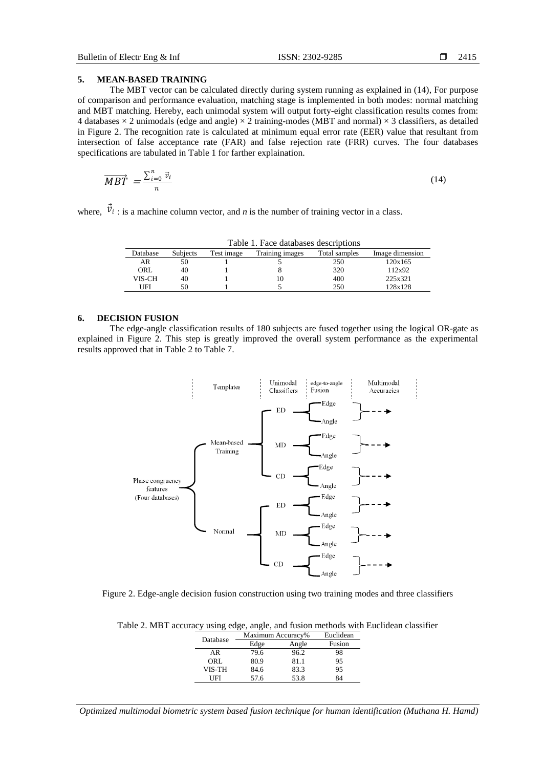## 5. MEAN-BASED TRAINING

The MBT vector can be calculated directly during system running as explained in (14), For purpose of comparison and performance evaluation, matching stage is implemented in both modes: normal matching and MBT matching. Hereby, each unimodal system will output forty-eight classification results comes from: 4 databases × 2 unimodals (edge and angle) × 2 training-modes (MBT and normal) × 3 classifiers, as detailed in Figure 2. The recognition rate is calculated at minimum equal error rate (EER) value that resultant from intersection of false acceptance rate (FAR) and false rejection rate (FRR) curves. The four databases specifications are tabulated in Table 1 for farther explaination.

$$\overrightarrow{MBT} = \frac{\sum_{i=0}^{n} \vec{v}_i}{n} \tag{14}$$

where, $\vec{v}_i$ : is a machine column vector, and $n$ is the number of training vector in a class.

Table 1. Face databases descriptions

| Database | Subjects | Test image | Training images | Total samples | Image dimension |
|---|---|---|---|---|---|
| AR | 50 | 1 | 5 | 250 | 120x165 |
| ORL | 40 | 1 | 8 | 320 | 112x92 |
| VIS-CH | 40 | 1 | 10 | 400 | 225x321 |
| UFI | 50 | 1 | 5 | 250 | 128x128 |

## 6. DECISION FUSION

The edge-angle classification results of 180 subjects are fused together using the logical OR-gate as explained in Figure 2. This step is greatly improved the overall system performance as the experimental results approved that in Table 2 to Table 7.

Figure 2. Edge-angle decision fusion construction using two training modes and three classifiers

Table 2. MBT accuracy using edge, angle, and fusion methods with Euclidean classifier

| Database | Maximum Accuracy% | | Euclidean |
|---|---|---|---|
| | Edge | Angle | Fusion |
| AR | 79.6 | 96.2 | 98 |
| ORL | 80.9 | 81.1 | 95 |
| VIS-TH | 84.6 | 83.3 | 95 |
| UFI | 57.6 | 53.8 | 84 |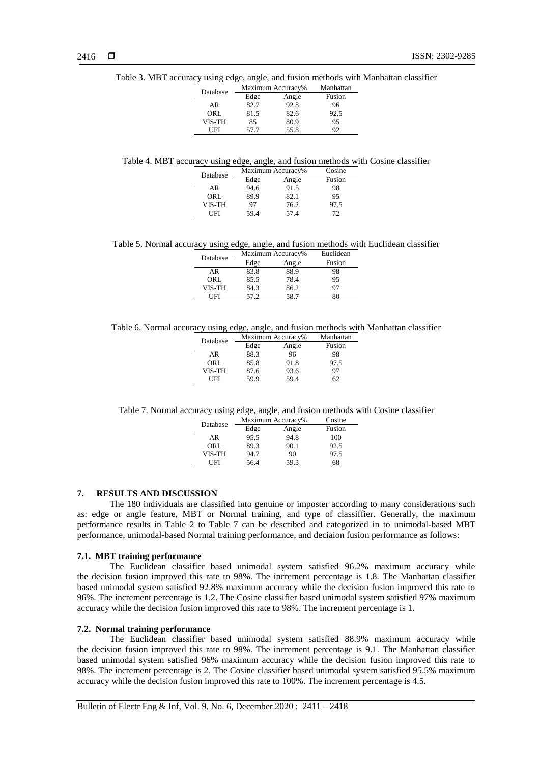Table 3. MBT accuracy using edge, angle, and fusion methods with Manhattan classifier

| Database | Maximum Accuracy% | | Manhattan |
|---|---|---|---|
| | Edge | Angle | Fusion |
| AR | 82.7 | 92.8 | 96 |
| ORL | 81.5 | 82.6 | 92.5 |
| VIS-TH | 85 | 80.9 | 95 |
| UFI | 57.7 | 55.8 | 92 |

Table 4. MBT accuracy using edge, angle, and fusion methods with Cosine classifier

| Database | Maximum Accuracy% | | Cosine |
|---|---|---|---|
| | Edge | Angle | Fusion |
| AR | 94.6 | 91.5 | 98 |
| ORL | 89.9 | 82.1 | 95 |
| VIS-TH | 97 | 76.2 | 97.5 |
| UFI | 59.4 | 57.4 | 72 |

Table 5. Normal accuracy using edge, angle, and fusion methods with Euclidean classifier

| Database | Maximum Accuracy% | | Euclidean |
|---|---|---|---|
| | Edge | Angle | Fusion |
| AR | 83.8 | 88.9 | 98 |
| ORL | 85.5 | 78.4 | 95 |
| VIS-TH | 84.3 | 86.2 | 97 |
| UFI | 57.2 | 58.7 | 80 |

Table 6. Normal accuracy using edge, angle, and fusion methods with Manhattan classifier

| Database | Maximum Accuracy% | | Manhattan |
|---|---|---|---|
| | Edge | Angle | Fusion |
| AR | 88.3 | 96 | 98 |
| ORL | 85.8 | 91.8 | 97.5 |
| VIS-TH | 87.6 | 93.6 | 97 |
| UFI | 59.9 | 59.4 | 62 |

Table 7. Normal accuracy using edge, angle, and fusion methods with Cosine classifier

| Database | Maximum Accuracy% | | Cosine |
|---|---|---|---|
| | Edge | Angle | Fusion |
| AR | 95.5 | 94.8 | 100 |
| ORL | 89.3 | 90.1 | 92.5 |
| VIS-TH | 94.7 | 90 | 97.5 |
| UFI | 56.4 | 59.3 | 68 |

## 7. RESULTS AND DISCUSSION

The 180 individuals are classified into genuine or imposter according to many considerations such as: edge or angle feature, MBT or Normal training, and type of classiffier. Generally, the maximum performance results in Table 2 to Table 7 can be described and categorized in to unimodal-based MBT performance, unimodal-based Normal training performance, and deciaion fusion performance as follows:

### 7.1. MBT training performance

The Euclidean classifier based unimodal system satisfied 96.2% maximum accuracy while the decision fusion improved this rate to 98%. The increment percentage is 1.8. The Manhattan classifier based unimodal system satisfied 92.8% maximum accuracy while the decision fusion improved this rate to 96%. The increment percentage is 1.2. The Cosine classifier based unimodal system satisfied 97% maximum accuracy while the decision fusion improved this rate to 98%. The increment percentage is 1.

### 7.2. Normal training performance

The Euclidean classifier based unimodal system satisfied 88.9% maximum accuracy while the decision fusion improved this rate to 98%. The increment percentage is 9.1. The Manhattan classifier based unimodal system satisfied 96% maximum accuracy while the decision fusion improved this rate to 98%. The increment percentage is 2. The Cosine classifier based unimodal system satisfied 95.5% maximum accuracy while the decision fusion improved this rate to 100%. The increment percentage is 4.5.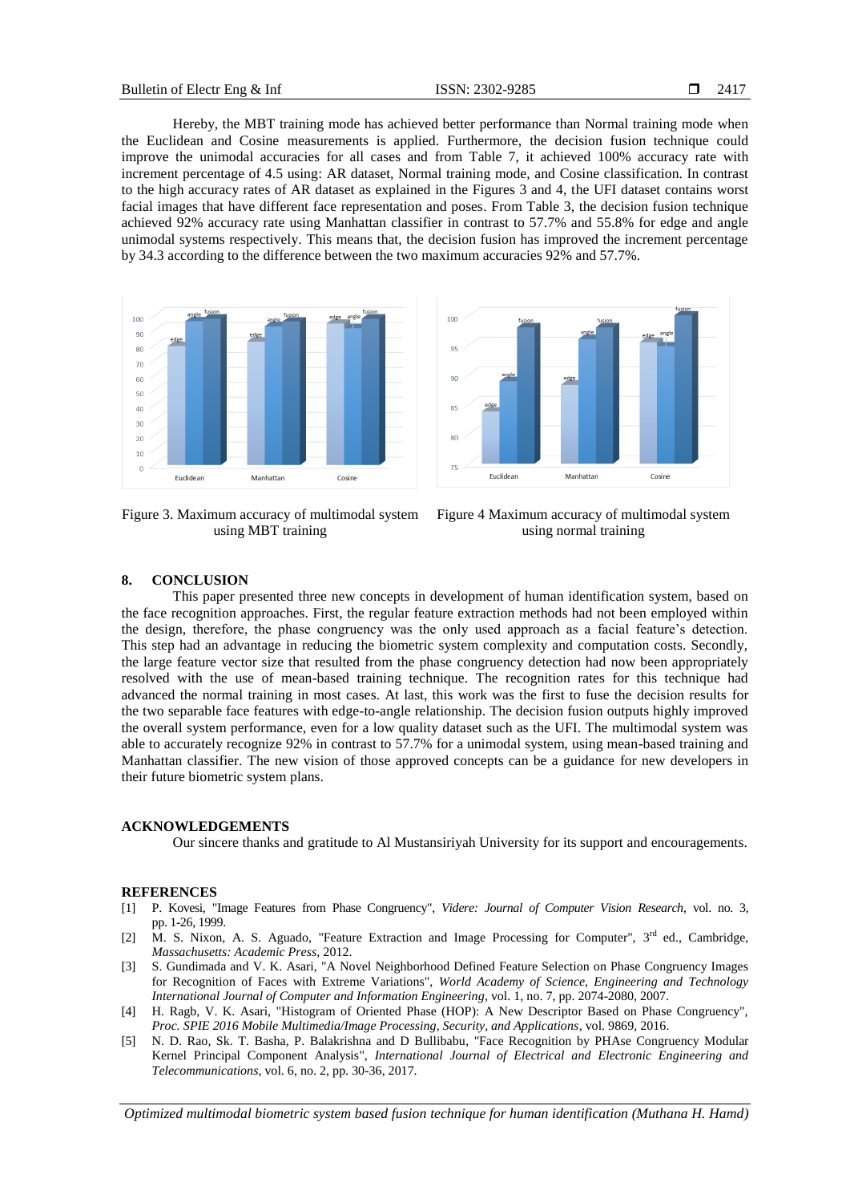Hereby, the MBT training mode has achieved better performance than Normal training mode when the Euclidean and Cosine measurements is applied. Furthermore, the decision fusion technique could improve the unimodal accuracies for all cases and from Table 7, it achieved 100% accuracy rate with increment percentage of 4.5 using: AR dataset, Normal training mode, and Cosine classification. In contrast to the high accuracy rates of AR dataset as explained in the Figures 3 and 4, the UFI dataset contains worst facial images that have different face representation and poses. From Table 3, the decision fusion technique achieved 92% accuracy rate using Manhattan classifier in contrast to 57.7% and 55.8% for edge and angle unimodal systems respectively. This means that, the decision fusion has improved the increment percentage by 34.3 according to the difference between the two maximum accuracies 92% and 57.7%.

Figure 3. Maximum accuracy of multimodal system using MBT training

Figure 4 Maximum accuracy of multimodal system using normal training

## 8. CONCLUSION

This paper presented three new concepts in development of human identification system, based on the face recognition approaches. First, the regular feature extraction methods had not been employed within the design, therefore, the phase congruency was the only used approach as a facial feature's detection. This step had an advantage in reducing the biometric system complexity and computation costs. Secondly, the large feature vector size that resulted from the phase congruency detection had now been appropriately resolved with the use of mean-based training technique. The recognition rates for this technique had advanced the normal training in most cases. At last, this work was the first to fuse the decision results for the two separable face features with edge-to-angle relationship. The decision fusion outputs highly improved the overall system performance, even for a low quality dataset such as the UFI. The multimodal system was able to accurately recognize 92% in contrast to 57.7% for a unimodal system, using mean-based training and Manhattan classifier. The new vision of those approved concepts can be a guidance for new developers in their future biometric system plans.

## ACKNOWLEDGEMENTS

Our sincere thanks and gratitude to Al Mustansiriyah University for its support and encouragements.

## REFERENCES

[1] P. Kovesi, "Image Features from Phase Congruency", *Videre: Journal of Computer Vision Research*, vol. no. 3, pp. 1-26, 1999.

[2] M. S. Nixon, A. S. Aguado, "Feature Extraction and Image Processing for Computer", 3rd ed., Cambridge, *Massachusetts: Academic Press*, 2012.

[3] S. Gundimada and V. K. Asari, "A Novel Neighborhood Defined Feature Selection on Phase Congruency Images for Recognition of Faces with Extreme Variations", *World Academy of Science, Engineering and Technology International Journal of Computer and Information Engineering*, vol. 1, no. 7, pp. 2074-2080, 2007.

[4] H. Ragb, V. K. Asari, "Histogram of Oriented Phase (HOP): A New Descriptor Based on Phase Congruency", *Proc. SPIE 2016 Mobile Multimedia/Image Processing, Security, and Applications*, vol. 9869, 2016.

[5] N. D. Rao, Sk. T. Basha, P. Balakrishna and D Bullibabu, "Face Recognition by PHAse Congruency Modular Kernel Principal Component Analysis", *International Journal of Electrical and Electronic Engineering and Telecommunications*, vol. 6, no. 2, pp. 30-36, 2017.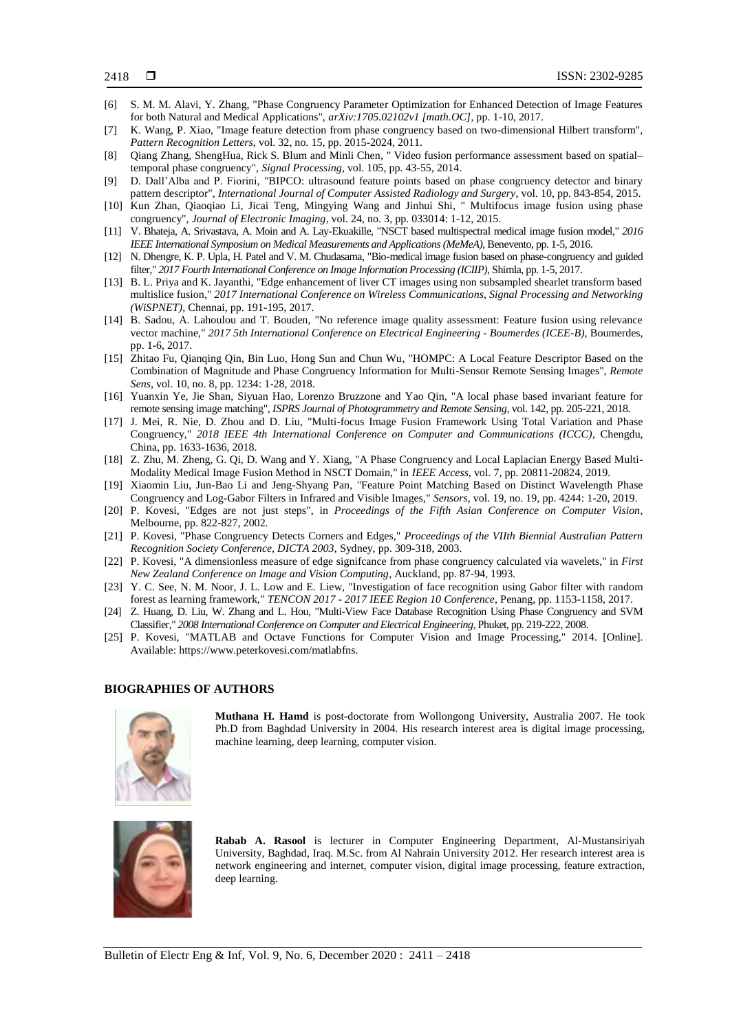[6] S. M. M. Alavi, Y. Zhang, "Phase Congruency Parameter Optimization for Enhanced Detection of Image Features for both Natural and Medical Applications", *arXiv:1705.02102v1 [math.OC]*, pp. 1-10, 2017.

[7] K. Wang, P. Xiao, "Image feature detection from phase congruency based on two-dimensional Hilbert transform", *Pattern Recognition Letters*, vol. 32, no. 15, pp. 2015-2024, 2011.

[8] Qiang Zhang, ShengHua, Rick S. Blum and Minli Chen, " Video fusion performance assessment based on spatial–temporal phase congruency", *Signal Processing*, vol. 105, pp. 43-55, 2014.

[9] D. Dall'Alba and P. Fiorini, "BIPCO: ultrasound feature points based on phase congruency detector and binary pattern descriptor", *International Journal of Computer Assisted Radiology and Surgery*, vol. 10, pp. 843-854, 2015.

[10] Kun Zhan, Qiaoqiao Li, Jicai Teng, Mingying Wang and Jinhui Shi, " Multifocus image fusion using phase congruency", *Journal of Electronic Imaging*, vol. 24, no. 3, pp. 033014: 1-12, 2015.

[11] V. Bhateja, A. Srivastava, A. Moin and A. Lay-Ekuakille, "NSCT based multispectral medical image fusion model," *2016 IEEE International Symposium on Medical Measurements and Applications (MeMeA)*, Benevento, pp. 1-5, 2016.

[12] N. Dhengre, K. P. Upla, H. Patel and V. M. Chudasama, "Bio-medical image fusion based on phase-congruency and guided filter," *2017 Fourth International Conference on Image Information Processing (ICIIP)*, Shimla, pp. 1-5, 2017.

[13] B. L. Priya and K. Jayanthi, "Edge enhancement of liver CT images using non subsampled shearlet transform based multislice fusion," *2017 International Conference on Wireless Communications, Signal Processing and Networking (WiSPNET)*, Chennai, pp. 191-195, 2017.

[14] B. Sadou, A. Lahoulou and T. Bouden, "No reference image quality assessment: Feature fusion using relevance vector machine," *2017 5th International Conference on Electrical Engineering - Boumerdes (ICEE-B)*, Boumerdes, pp. 1-6, 2017.

[15] Zhitao Fu, Qianqing Qin, Bin Luo, Hong Sun and Chun Wu, "HOMPC: A Local Feature Descriptor Based on the Combination of Magnitude and Phase Congruency Information for Multi-Sensor Remote Sensing Images", *Remote Sens*, vol. 10, no. 8, pp. 1234: 1-28, 2018.

[16] Yuanxin Ye, Jie Shan, Siyuan Hao, Lorenzo Bruzzone and Yao Qin, "A local phase based invariant feature for remote sensing image matching", *ISPRS Journal of Photogrammetry and Remote Sensing*, vol. 142, pp. 205-221, 2018.

[17] J. Mei, R. Nie, D. Zhou and D. Liu, "Multi-focus Image Fusion Framework Using Total Variation and Phase Congruency," *2018 IEEE 4th International Conference on Computer and Communications (ICCC)*, Chengdu, China, pp. 1633-1636, 2018.

[18] Z. Zhu, M. Zheng, G. Qi, D. Wang and Y. Xiang, "A Phase Congruency and Local Laplacian Energy Based Multi-Modality Medical Image Fusion Method in NSCT Domain," in *IEEE Access*, vol. 7, pp. 20811-20824, 2019.

[19] Xiaomin Liu, Jun-Bao Li and Jeng-Shyang Pan, "Feature Point Matching Based on Distinct Wavelength Phase Congruency and Log-Gabor Filters in Infrared and Visible Images," *Sensors*, vol. 19, no. 19, pp. 4244: 1-20, 2019.

[20] P. Kovesi, "Edges are not just steps", in *Proceedings of the Fifth Asian Conference on Computer Vision*, Melbourne, pp. 822-827, 2002.

[21] P. Kovesi, "Phase Congruency Detects Corners and Edges," *Proceedings of the VIIth Biennial Australian Pattern Recognition Society Conference, DICTA 2003*, Sydney, pp. 309-318, 2003.

[22] P. Kovesi, "A dimensionless measure of edge signifcance from phase congruency calculated via wavelets," in *First New Zealand Conference on Image and Vision Computing*, Auckland, pp. 87-94, 1993.

[23] Y. C. See, N. M. Noor, J. L. Low and E. Liew, "Investigation of face recognition using Gabor filter with random forest as learning framework," *TENCON 2017 - 2017 IEEE Region 10 Conference*, Penang, pp. 1153-1158, 2017.

[24] Z. Huang, D. Liu, W. Zhang and L. Hou, "Multi-View Face Database Recognition Using Phase Congruency and SVM Classifier," *2008 International Conference on Computer and Electrical Engineering*, Phuket, pp. 219-222, 2008.

[25] P. Kovesi, "MATLAB and Octave Functions for Computer Vision and Image Processing," 2014. [Online]. Available: https://www.peterkovesi.com/matlabfns.

## BIOGRAPHIES OF AUTHORS

**Muthana H. Hamd** is post-doctorate from Wollongong University, Australia 2007. He took Ph.D from Baghdad University in 2004. His research interest area is digital image processing, machine learning, deep learning, computer vision.

**Rabab A. Rasool** is lecturer in Computer Engineering Department, Al-Mustansiriyah University, Baghdad, Iraq. M.Sc. from Al Nahrain University 2012. Her research interest area is network engineering and internet, computer vision, digital image processing, feature extraction, deep learning.